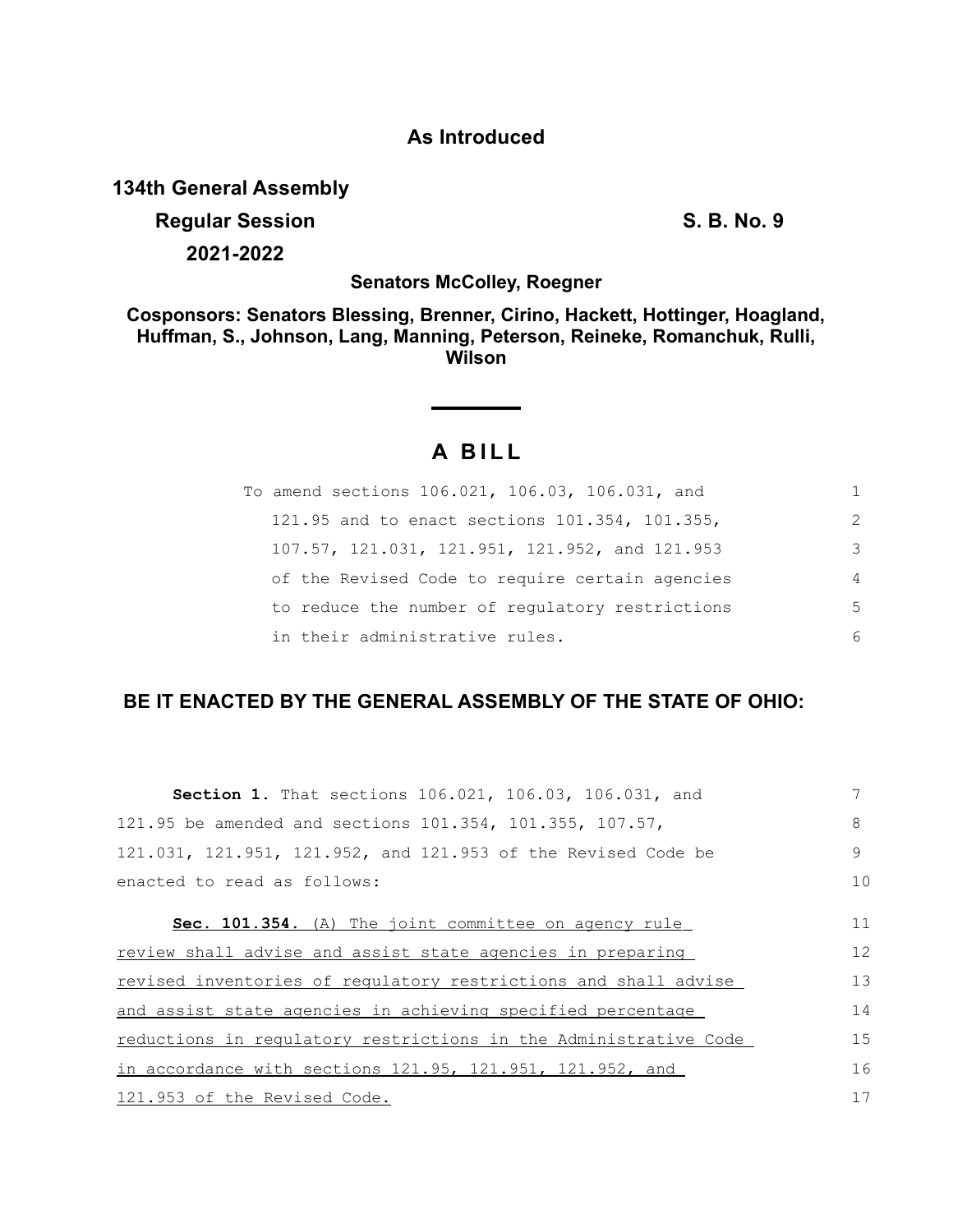**As Introduced**

**134th General Assembly**

**Regular Session** **S. B. No. 9**

**2021-2022**

**Senators McColley, Roegner**

**Cosponsors: Senators Blessing, Brenner, Cirino, Hackett, Hottinger, Hoagland, Huffman, S., Johnson, Lang, Manning, Peterson, Reineke, Romanchuk, Rulli, Wilson**

# A BILL

To amend sections 106.021, 106.03, 106.031, and 121.95 and to enact sections 101.354, 101.355, 107.57, 121.031, 121.951, 121.952, and 121.953 of the Revised Code to require certain agencies to reduce the number of regulatory restrictions in their administrative rules.

**BE IT ENACTED BY THE GENERAL ASSEMBLY OF THE STATE OF OHIO:**

**Section 1.** That sections 106.021, 106.03, 106.031, and 121.95 be amended and sections 101.354, 101.355, 107.57, 121.031, 121.951, 121.952, and 121.953 of the Revised Code be enacted to read as follows:

**Sec. 101.354.** (A) The joint committee on agency rule review shall advise and assist state agencies in preparing revised inventories of regulatory restrictions and shall advise and assist state agencies in achieving specified percentage reductions in regulatory restrictions in the Administrative Code in accordance with sections 121.95, 121.951, 121.952, and 121.953 of the Revised Code.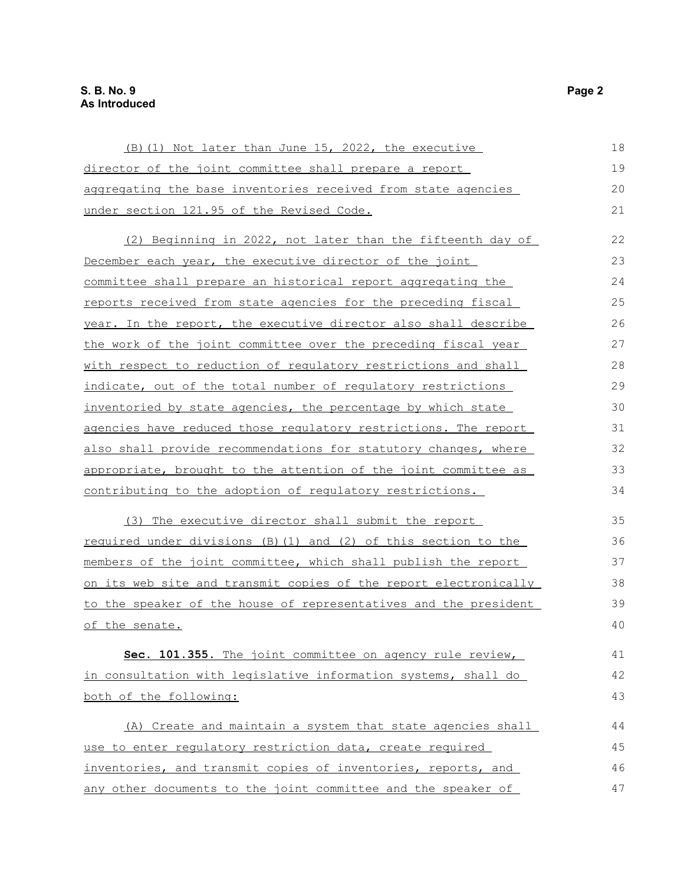(B)(1) Not later than June 15, 2022, the executive director of the joint committee shall prepare a report aggregating the base inventories received from state agencies under section 121.95 of the Revised Code.

(2) Beginning in 2022, not later than the fifteenth day of December each year, the executive director of the joint committee shall prepare an historical report aggregating the reports received from state agencies for the preceding fiscal year. In the report, the executive director also shall describe the work of the joint committee over the preceding fiscal year with respect to reduction of regulatory restrictions and shall indicate, out of the total number of regulatory restrictions inventoried by state agencies, the percentage by which state agencies have reduced those regulatory restrictions. The report also shall provide recommendations for statutory changes, where appropriate, brought to the attention of the joint committee as contributing to the adoption of regulatory restrictions.

(3) The executive director shall submit the report required under divisions (B)(1) and (2) of this section to the members of the joint committee, which shall publish the report on its web site and transmit copies of the report electronically to the speaker of the house of representatives and the president of the senate.

**Sec. 101.355.** The joint committee on agency rule review, in consultation with legislative information systems, shall do both of the following:

(A) Create and maintain a system that state agencies shall use to enter regulatory restriction data, create required inventories, and transmit copies of inventories, reports, and any other documents to the joint committee and the speaker of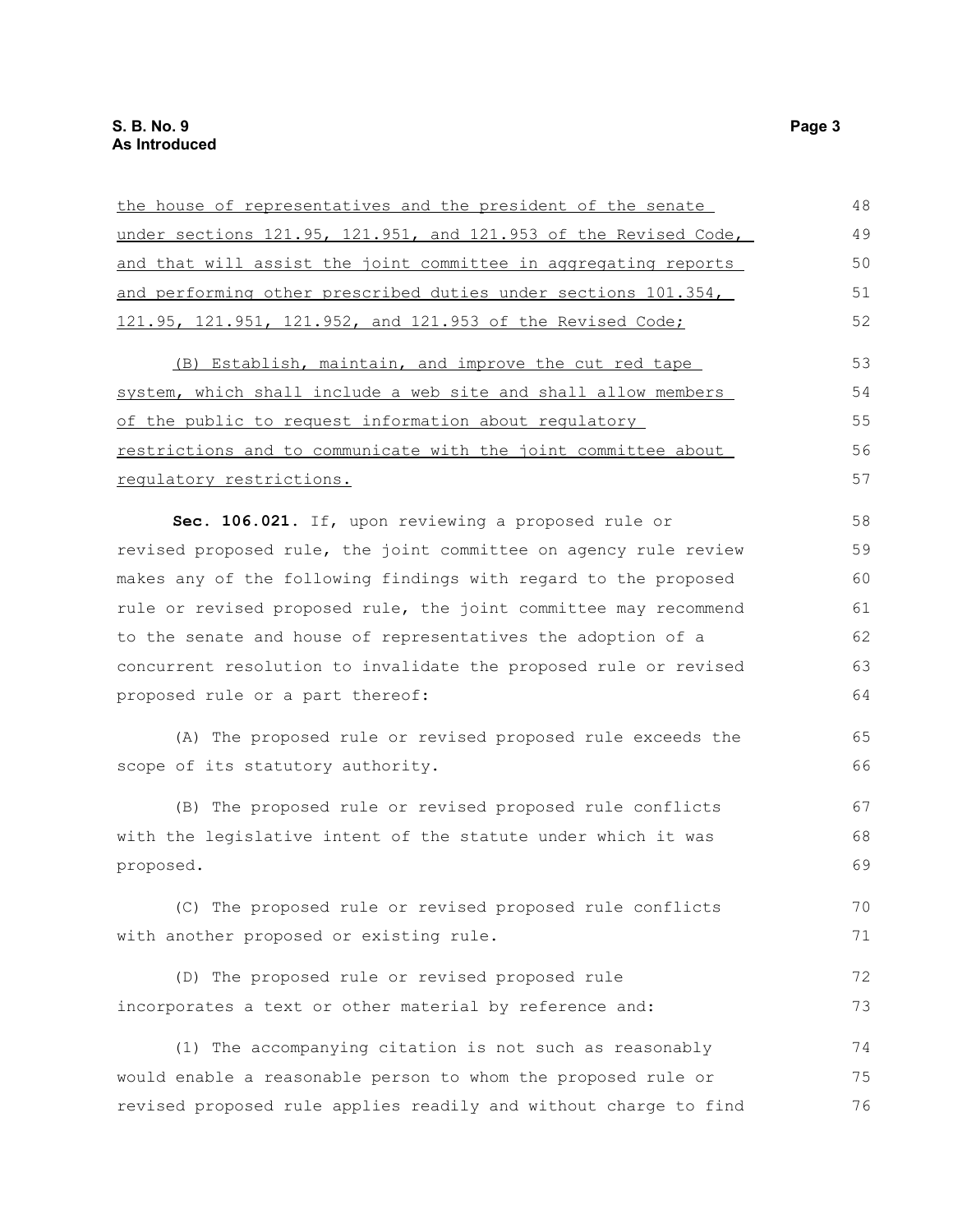the house of representatives and the president of the senate under sections 121.95, 121.951, and 121.953 of the Revised Code, and that will assist the joint committee in aggregating reports and performing other prescribed duties under sections 101.354, 121.95, 121.951, 121.952, and 121.953 of the Revised Code;

(B) Establish, maintain, and improve the cut red tape system, which shall include a web site and shall allow members of the public to request information about regulatory restrictions and to communicate with the joint committee about regulatory restrictions.

**Sec. 106.021.** If, upon reviewing a proposed rule or revised proposed rule, the joint committee on agency rule review makes any of the following findings with regard to the proposed rule or revised proposed rule, the joint committee may recommend to the senate and house of representatives the adoption of a concurrent resolution to invalidate the proposed rule or revised proposed rule or a part thereof:

(A) The proposed rule or revised proposed rule exceeds the scope of its statutory authority.

(B) The proposed rule or revised proposed rule conflicts with the legislative intent of the statute under which it was proposed.

(C) The proposed rule or revised proposed rule conflicts with another proposed or existing rule.

(D) The proposed rule or revised proposed rule incorporates a text or other material by reference and:

(1) The accompanying citation is not such as reasonably would enable a reasonable person to whom the proposed rule or revised proposed rule applies readily and without charge to find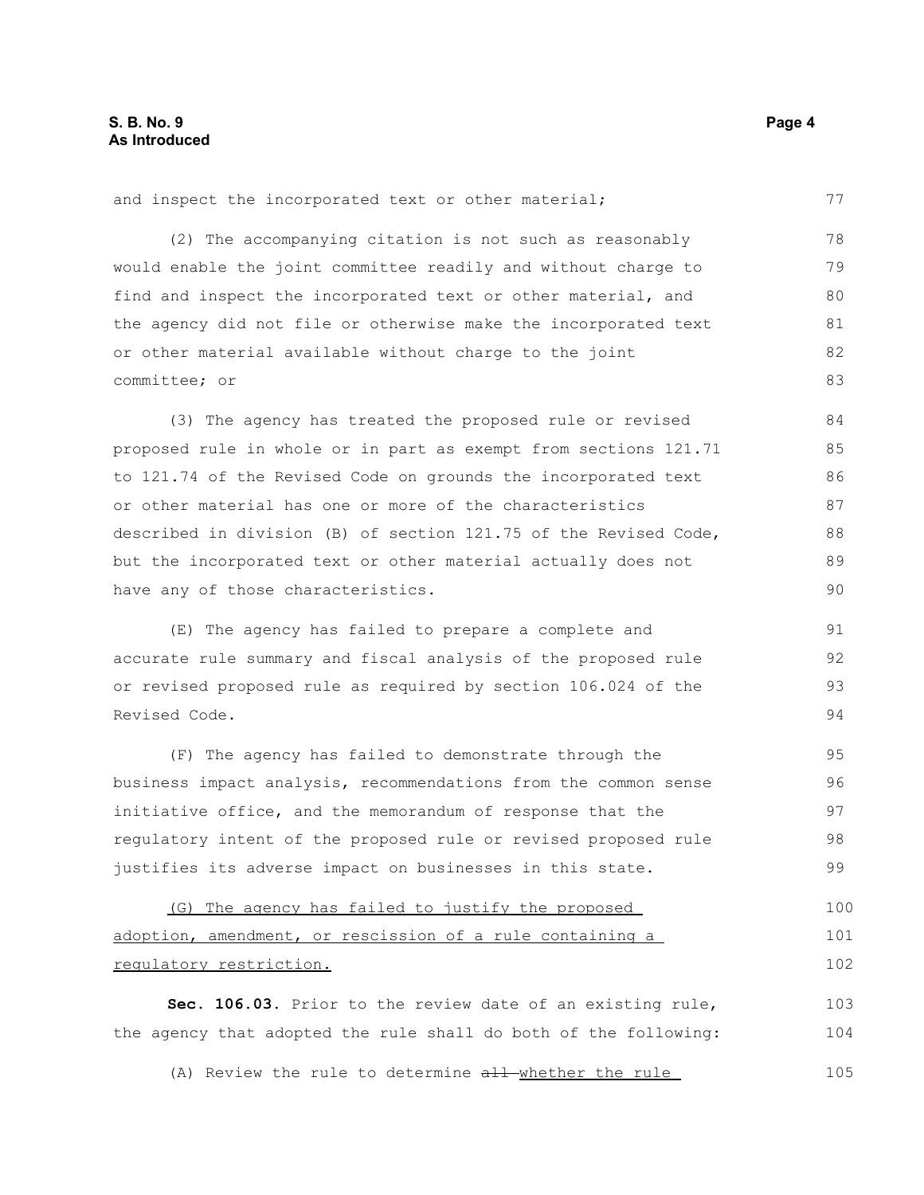and inspect the incorporated text or other material;

(2) The accompanying citation is not such as reasonably would enable the joint committee readily and without charge to find and inspect the incorporated text or other material, and the agency did not file or otherwise make the incorporated text or other material available without charge to the joint committee; or

(3) The agency has treated the proposed rule or revised proposed rule in whole or in part as exempt from sections 121.71 to 121.74 of the Revised Code on grounds the incorporated text or other material has one or more of the characteristics described in division (B) of section 121.75 of the Revised Code, but the incorporated text or other material actually does not have any of those characteristics.

(E) The agency has failed to prepare a complete and accurate rule summary and fiscal analysis of the proposed rule or revised proposed rule as required by section 106.024 of the Revised Code.

(F) The agency has failed to demonstrate through the business impact analysis, recommendations from the common sense initiative office, and the memorandum of response that the regulatory intent of the proposed rule or revised proposed rule justifies its adverse impact on businesses in this state.

<u>(G) The agency has failed to justify the proposed adoption, amendment, or rescission of a rule containing a regulatory restriction.</u>

**Sec. 106.03.** Prior to the review date of an existing rule, the agency that adopted the rule shall do both of the following:

(A) Review the rule to determine ~~all~~ <u>whether the rule</u>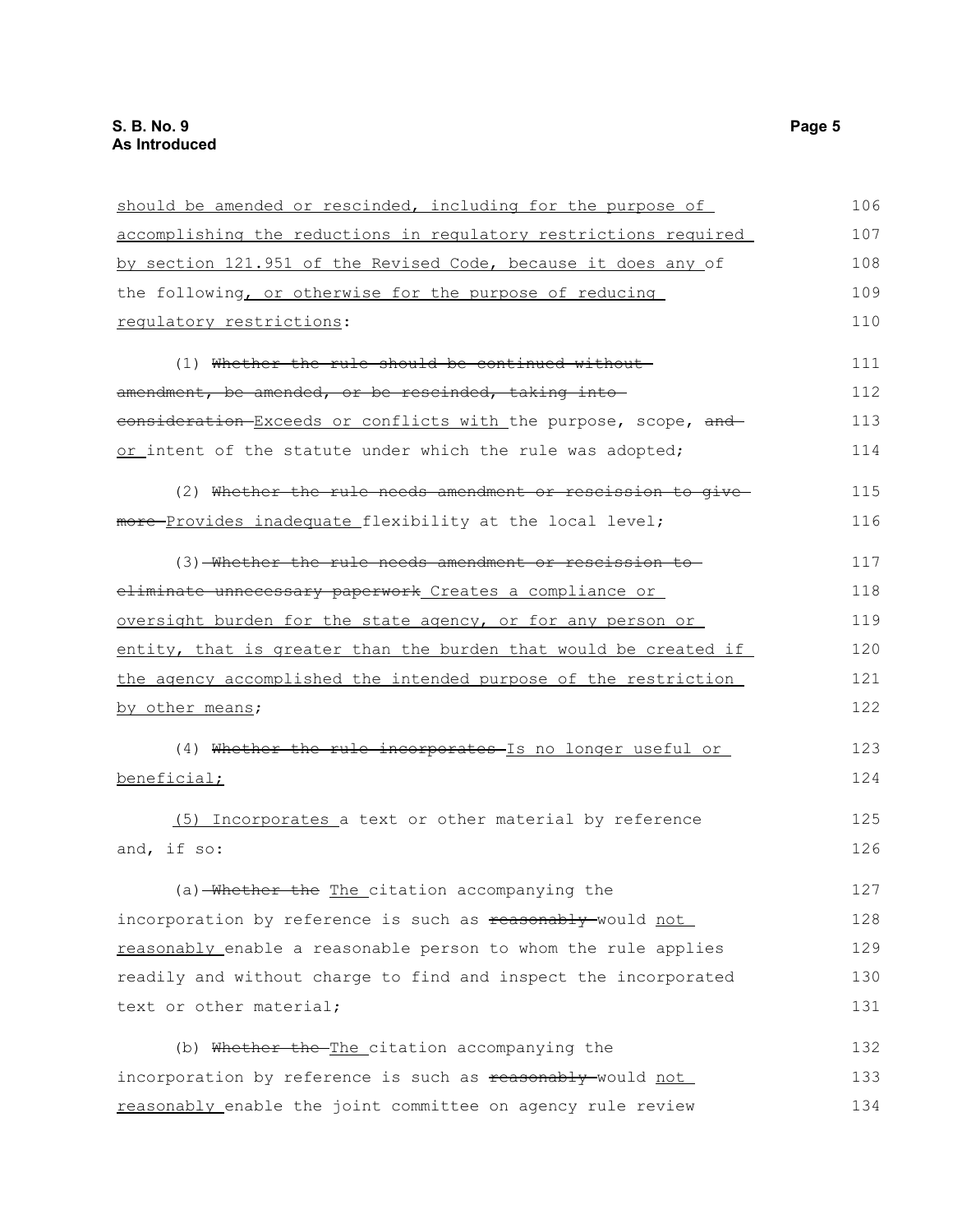should be amended or rescinded, including for the purpose of accomplishing the reductions in regulatory restrictions required by section 121.951 of the Revised Code, because it does any of the following, or otherwise for the purpose of reducing regulatory restrictions:

(1) ~~Whether the rule should be continued without amendment, be amended, or be rescinded, taking into consideration~~ Exceeds or conflicts with the purpose, scope, ~~and~~ or intent of the statute under which the rule was adopted;

(2) ~~Whether the rule needs amendment or rescission to give more~~ Provides inadequate flexibility at the local level;

(3) ~~Whether the rule needs amendment or rescission to eliminate unnecessary paperwork~~ Creates a compliance or oversight burden for the state agency, or for any person or entity, that is greater than the burden that would be created if the agency accomplished the intended purpose of the restriction by other means;

(4) ~~Whether the rule incorporates~~ Is no longer useful or beneficial;

(5) Incorporates a text or other material by reference and, if so:

(a) ~~Whether the~~ The citation accompanying the incorporation by reference is such as ~~reasonably~~ would not reasonably enable a reasonable person to whom the rule applies readily and without charge to find and inspect the incorporated text or other material;

(b) ~~Whether the~~ The citation accompanying the incorporation by reference is such as ~~reasonably~~ would not reasonably enable the joint committee on agency rule review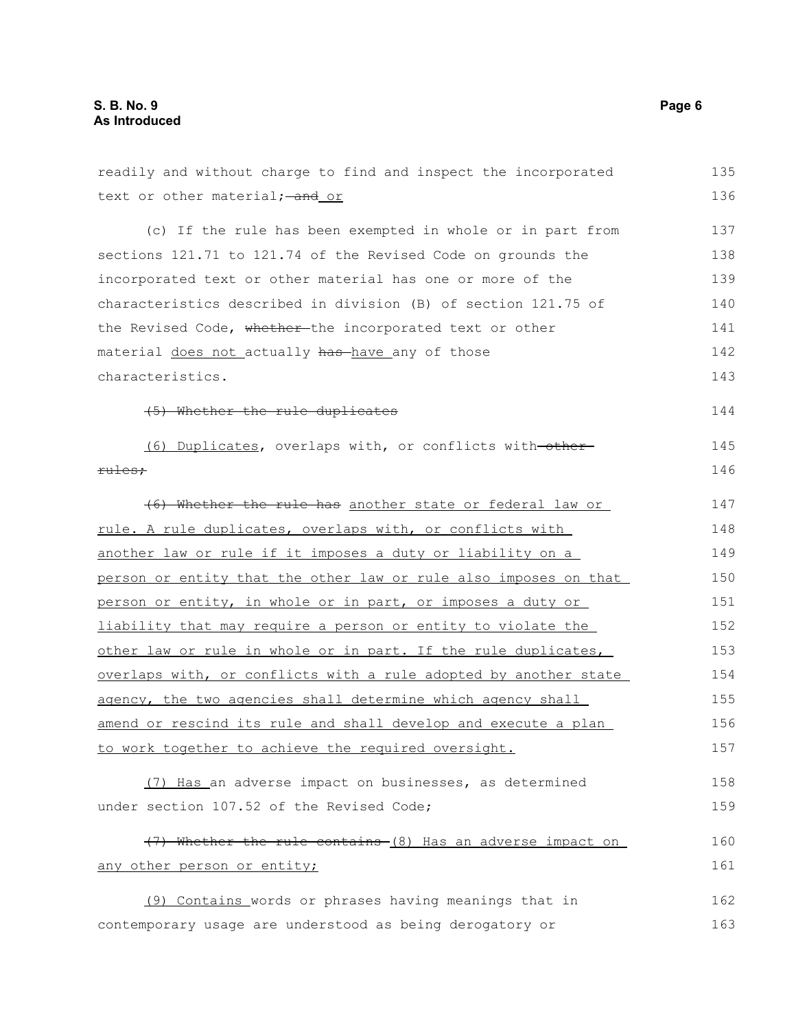readily and without charge to find and inspect the incorporated text or other material; ~~and~~ <u>or</u>

(c) If the rule has been exempted in whole or in part from sections 121.71 to 121.74 of the Revised Code on grounds the incorporated text or other material has one or more of the characteristics described in division (B) of section 121.75 of the Revised Code, ~~whether~~ the incorporated text or other material <u>does not</u> actually ~~has~~ <u>have</u> any of those characteristics.

~~(5) Whether the rule duplicates~~

<u>(6) Duplicates</u>, overlaps with, or conflicts with ~~other rules;~~

~~(6) Whether the rule has~~ <u>another state or federal law or rule. A rule duplicates, overlaps with, or conflicts with another law or rule if it imposes a duty or liability on a person or entity that the other law or rule also imposes on that person or entity, in whole or in part, or imposes a duty or liability that may require a person or entity to violate the other law or rule in whole or in part. If the rule duplicates, overlaps with, or conflicts with a rule adopted by another state agency, the two agencies shall determine which agency shall amend or rescind its rule and shall develop and execute a plan to work together to achieve the required oversight.</u>

<u>(7) Has</u> an adverse impact on businesses, as determined under section 107.52 of the Revised Code;

~~(7) Whether the rule contains~~ <u>(8) Has an adverse impact on any other person or entity;</u>

<u>(9) Contains</u> words or phrases having meanings that in contemporary usage are understood as being derogatory or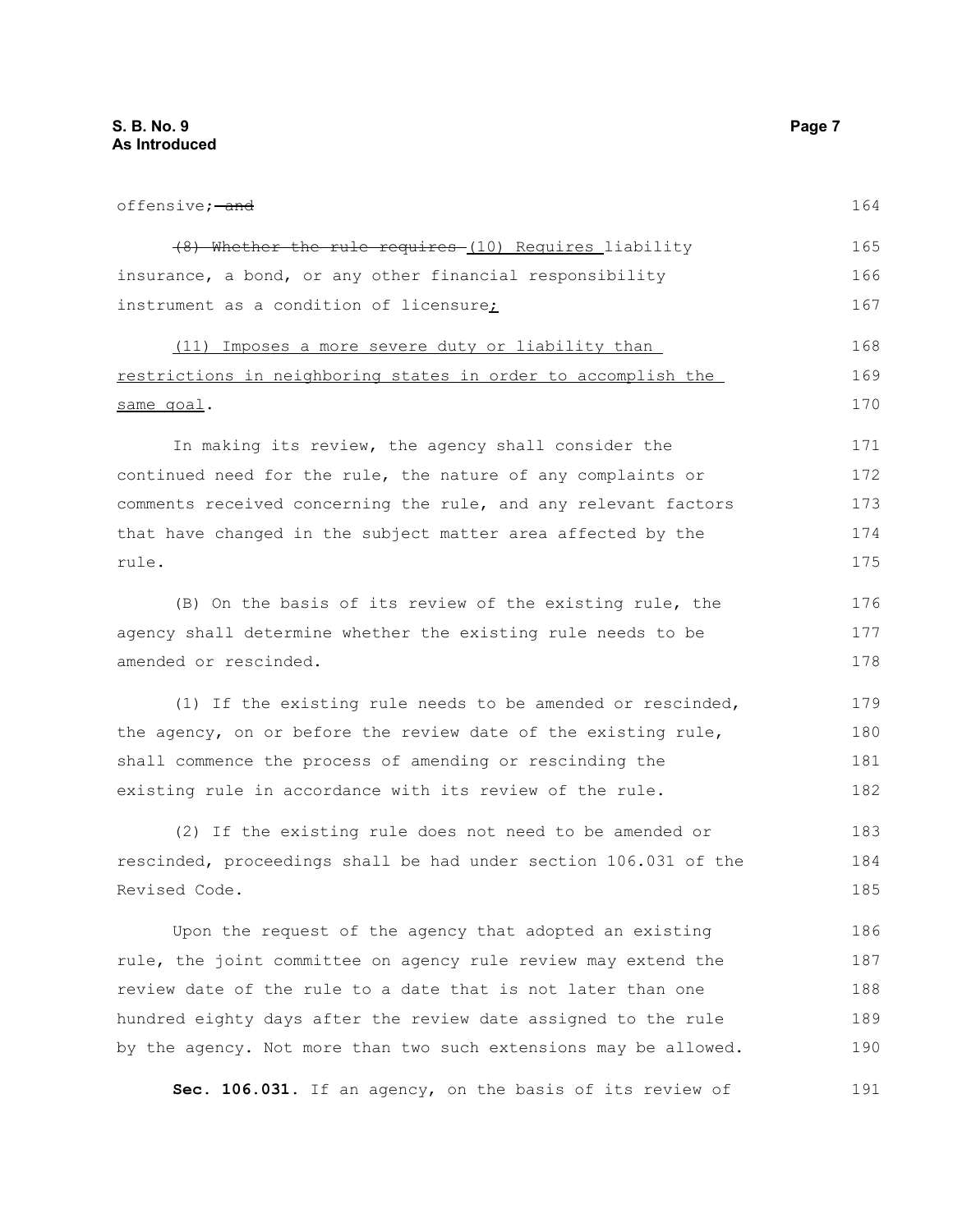offensive; ~~and~~

~~(8) Whether the rule requires~~ (10) Requires liability insurance, a bond, or any other financial responsibility instrument as a condition of licensure;

(11) Imposes a more severe duty or liability than restrictions in neighboring states in order to accomplish the same goal.

In making its review, the agency shall consider the continued need for the rule, the nature of any complaints or comments received concerning the rule, and any relevant factors that have changed in the subject matter area affected by the rule.

(B) On the basis of its review of the existing rule, the agency shall determine whether the existing rule needs to be amended or rescinded.

(1) If the existing rule needs to be amended or rescinded, the agency, on or before the review date of the existing rule, shall commence the process of amending or rescinding the existing rule in accordance with its review of the rule.

(2) If the existing rule does not need to be amended or rescinded, proceedings shall be had under section 106.031 of the Revised Code.

Upon the request of the agency that adopted an existing rule, the joint committee on agency rule review may extend the review date of the rule to a date that is not later than one hundred eighty days after the review date assigned to the rule by the agency. Not more than two such extensions may be allowed.

**Sec. 106.031.** If an agency, on the basis of its review of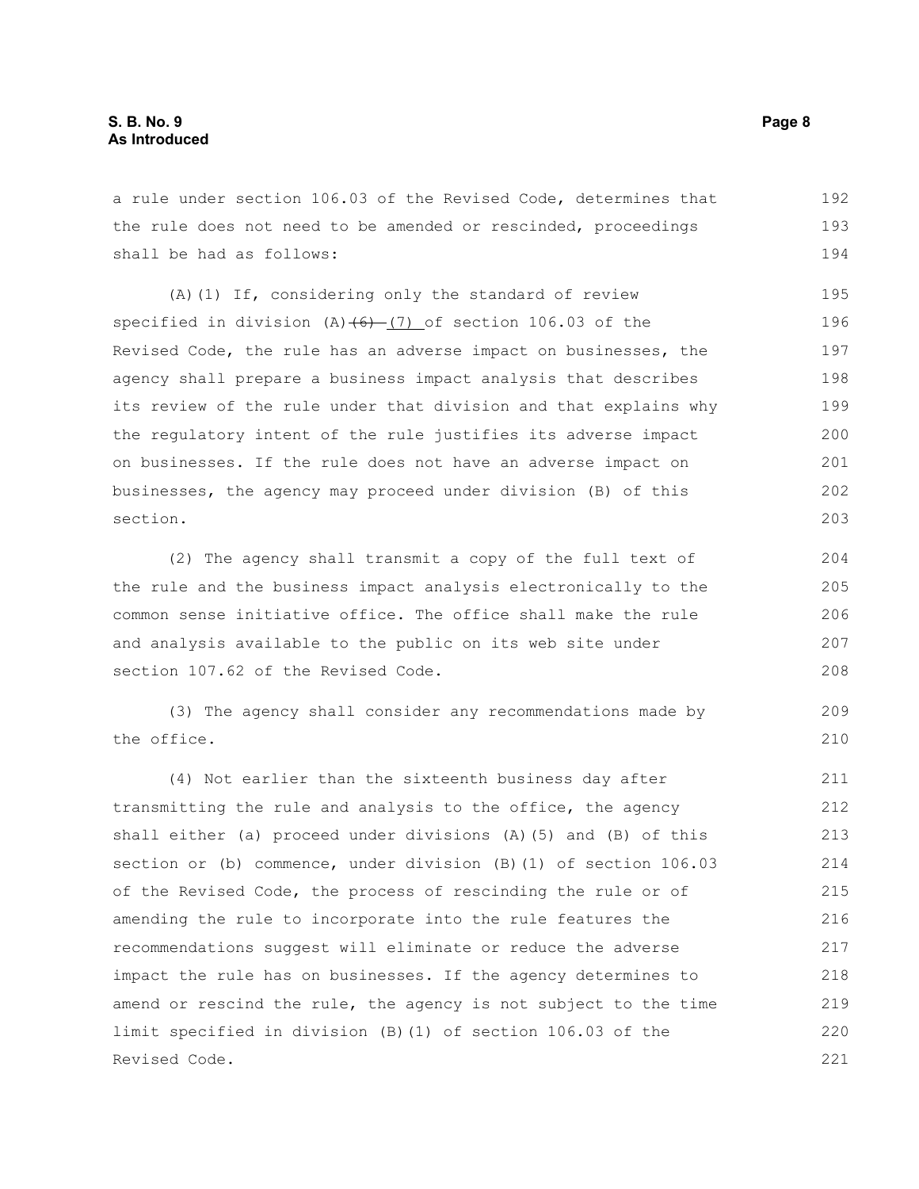a rule under section 106.03 of the Revised Code, determines that the rule does not need to be amended or rescinded, proceedings shall be had as follows:

(A)(1) If, considering only the standard of review specified in division (A)~~(6)~~ (7) of section 106.03 of the Revised Code, the rule has an adverse impact on businesses, the agency shall prepare a business impact analysis that describes its review of the rule under that division and that explains why the regulatory intent of the rule justifies its adverse impact on businesses. If the rule does not have an adverse impact on businesses, the agency may proceed under division (B) of this section.

(2) The agency shall transmit a copy of the full text of the rule and the business impact analysis electronically to the common sense initiative office. The office shall make the rule and analysis available to the public on its web site under section 107.62 of the Revised Code.

(3) The agency shall consider any recommendations made by the office.

(4) Not earlier than the sixteenth business day after transmitting the rule and analysis to the office, the agency shall either (a) proceed under divisions (A)(5) and (B) of this section or (b) commence, under division (B)(1) of section 106.03 of the Revised Code, the process of rescinding the rule or of amending the rule to incorporate into the rule features the recommendations suggest will eliminate or reduce the adverse impact the rule has on businesses. If the agency determines to amend or rescind the rule, the agency is not subject to the time limit specified in division (B)(1) of section 106.03 of the Revised Code.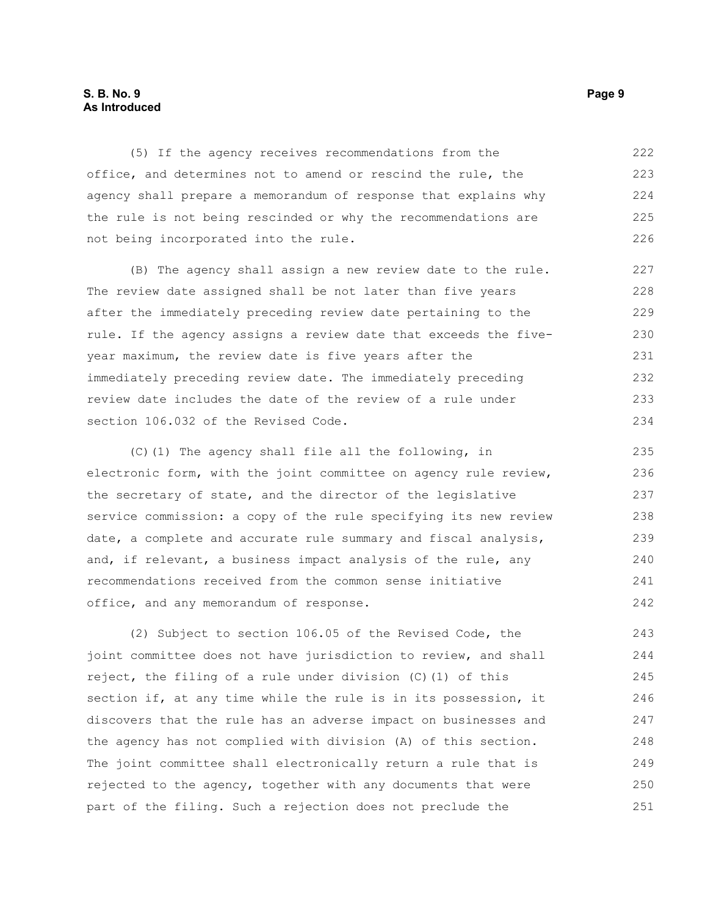(5) If the agency receives recommendations from the office, and determines not to amend or rescind the rule, the agency shall prepare a memorandum of response that explains why the rule is not being rescinded or why the recommendations are not being incorporated into the rule.

(B) The agency shall assign a new review date to the rule. The review date assigned shall be not later than five years after the immediately preceding review date pertaining to the rule. If the agency assigns a review date that exceeds the five-year maximum, the review date is five years after the immediately preceding review date. The immediately preceding review date includes the date of the review of a rule under section 106.032 of the Revised Code.

(C)(1) The agency shall file all the following, in electronic form, with the joint committee on agency rule review, the secretary of state, and the director of the legislative service commission: a copy of the rule specifying its new review date, a complete and accurate rule summary and fiscal analysis, and, if relevant, a business impact analysis of the rule, any recommendations received from the common sense initiative office, and any memorandum of response.

(2) Subject to section 106.05 of the Revised Code, the joint committee does not have jurisdiction to review, and shall reject, the filing of a rule under division (C)(1) of this section if, at any time while the rule is in its possession, it discovers that the rule has an adverse impact on businesses and the agency has not complied with division (A) of this section. The joint committee shall electronically return a rule that is rejected to the agency, together with any documents that were part of the filing. Such a rejection does not preclude the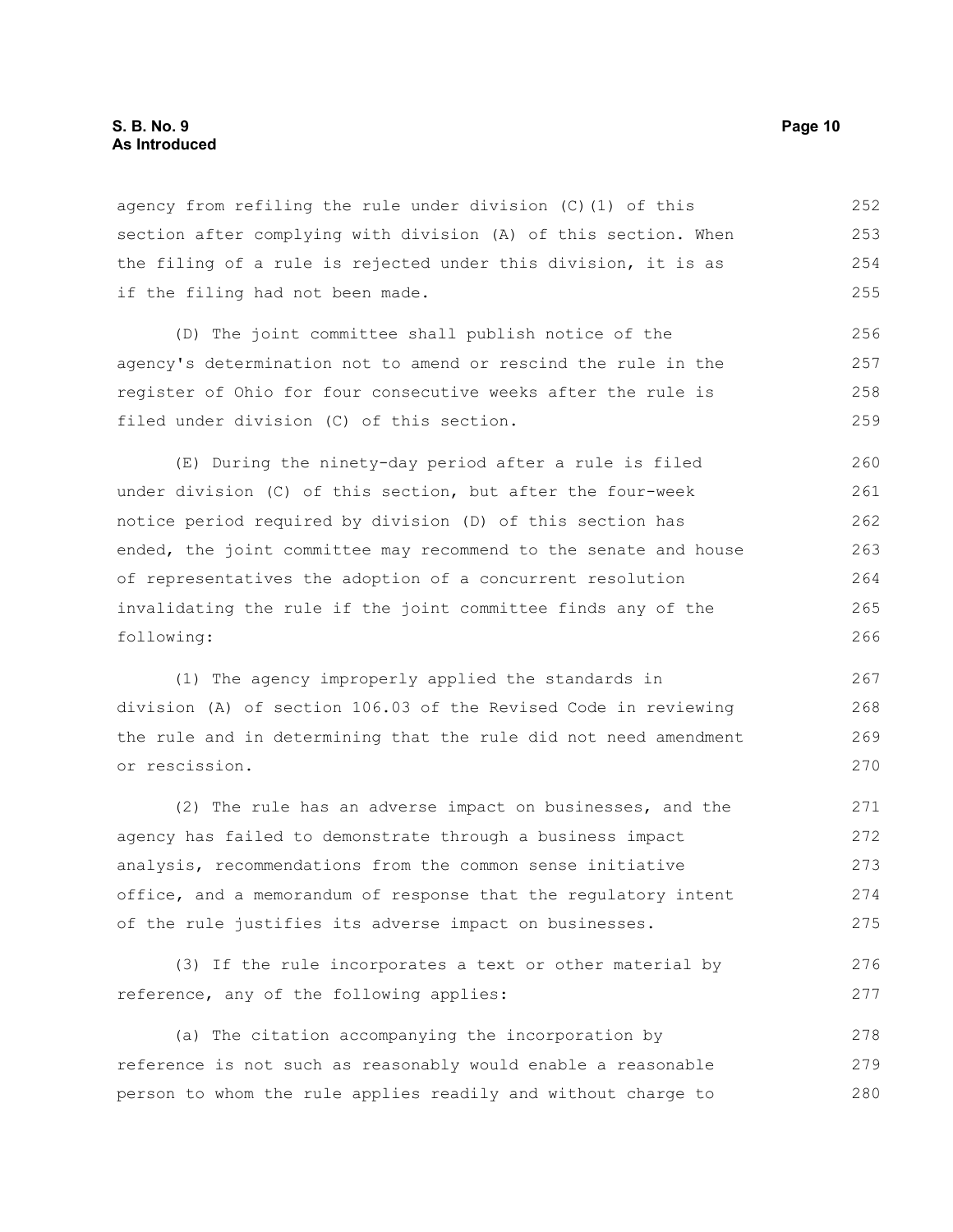agency from refiling the rule under division (C)(1) of this section after complying with division (A) of this section. When the filing of a rule is rejected under this division, it is as if the filing had not been made.

(D) The joint committee shall publish notice of the agency's determination not to amend or rescind the rule in the register of Ohio for four consecutive weeks after the rule is filed under division (C) of this section.

(E) During the ninety-day period after a rule is filed under division (C) of this section, but after the four-week notice period required by division (D) of this section has ended, the joint committee may recommend to the senate and house of representatives the adoption of a concurrent resolution invalidating the rule if the joint committee finds any of the following:

(1) The agency improperly applied the standards in division (A) of section 106.03 of the Revised Code in reviewing the rule and in determining that the rule did not need amendment or rescission.

(2) The rule has an adverse impact on businesses, and the agency has failed to demonstrate through a business impact analysis, recommendations from the common sense initiative office, and a memorandum of response that the regulatory intent of the rule justifies its adverse impact on businesses.

(3) If the rule incorporates a text or other material by reference, any of the following applies:

(a) The citation accompanying the incorporation by reference is not such as reasonably would enable a reasonable person to whom the rule applies readily and without charge to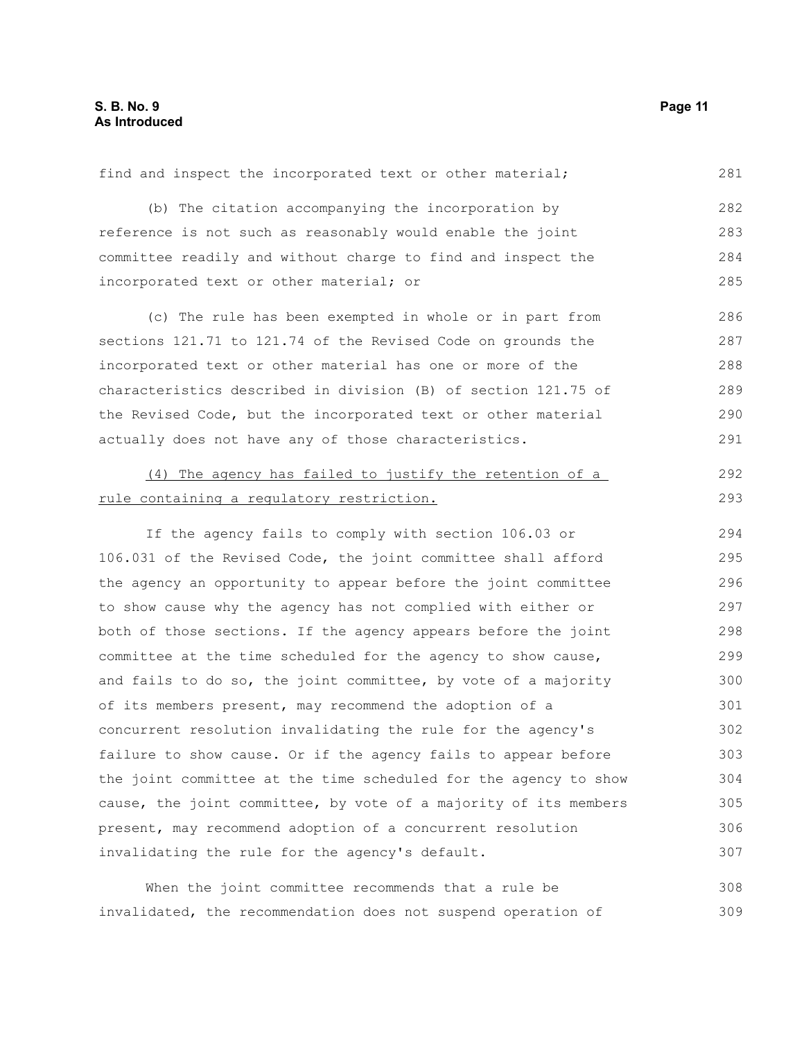find and inspect the incorporated text or other material;

(b) The citation accompanying the incorporation by reference is not such as reasonably would enable the joint committee readily and without charge to find and inspect the incorporated text or other material; or

(c) The rule has been exempted in whole or in part from sections 121.71 to 121.74 of the Revised Code on grounds the incorporated text or other material has one or more of the characteristics described in division (B) of section 121.75 of the Revised Code, but the incorporated text or other material actually does not have any of those characteristics.

<u>(4) The agency has failed to justify the retention of a rule containing a regulatory restriction.</u>

If the agency fails to comply with section 106.03 or 106.031 of the Revised Code, the joint committee shall afford the agency an opportunity to appear before the joint committee to show cause why the agency has not complied with either or both of those sections. If the agency appears before the joint committee at the time scheduled for the agency to show cause, and fails to do so, the joint committee, by vote of a majority of its members present, may recommend the adoption of a concurrent resolution invalidating the rule for the agency's failure to show cause. Or if the agency fails to appear before the joint committee at the time scheduled for the agency to show cause, the joint committee, by vote of a majority of its members present, may recommend adoption of a concurrent resolution invalidating the rule for the agency's default.

When the joint committee recommends that a rule be invalidated, the recommendation does not suspend operation of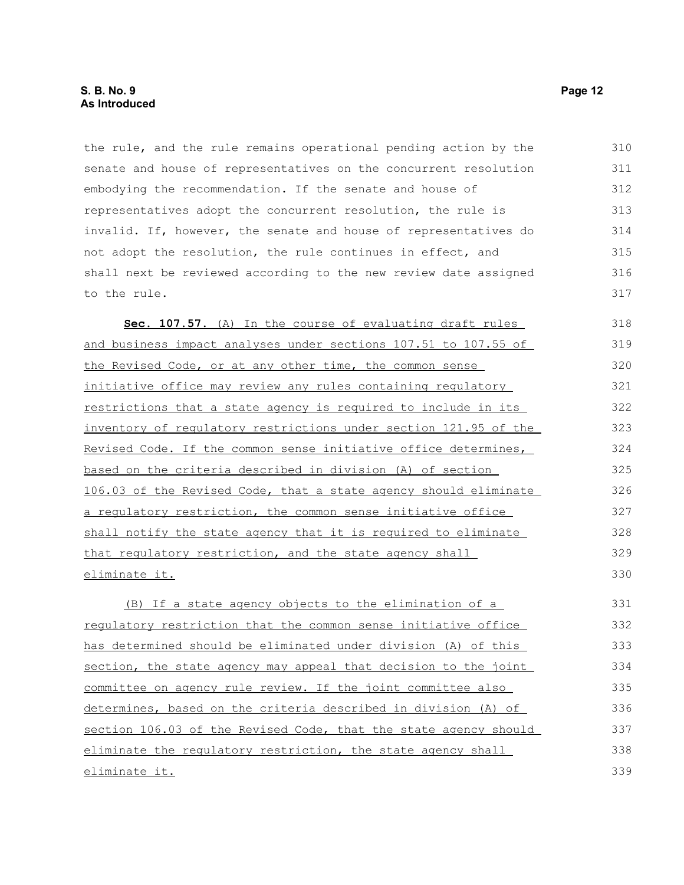the rule, and the rule remains operational pending action by the senate and house of representatives on the concurrent resolution embodying the recommendation. If the senate and house of representatives adopt the concurrent resolution, the rule is invalid. If, however, the senate and house of representatives do not adopt the resolution, the rule continues in effect, and shall next be reviewed according to the new review date assigned to the rule.

**Sec. 107.57.** (A) In the course of evaluating draft rules and business impact analyses under sections 107.51 to 107.55 of the Revised Code, or at any other time, the common sense initiative office may review any rules containing regulatory restrictions that a state agency is required to include in its inventory of regulatory restrictions under section 121.95 of the Revised Code. If the common sense initiative office determines, based on the criteria described in division (A) of section 106.03 of the Revised Code, that a state agency should eliminate a regulatory restriction, the common sense initiative office shall notify the state agency that it is required to eliminate that regulatory restriction, and the state agency shall eliminate it.

(B) If a state agency objects to the elimination of a regulatory restriction that the common sense initiative office has determined should be eliminated under division (A) of this section, the state agency may appeal that decision to the joint committee on agency rule review. If the joint committee also determines, based on the criteria described in division (A) of section 106.03 of the Revised Code, that the state agency should eliminate the regulatory restriction, the state agency shall eliminate it.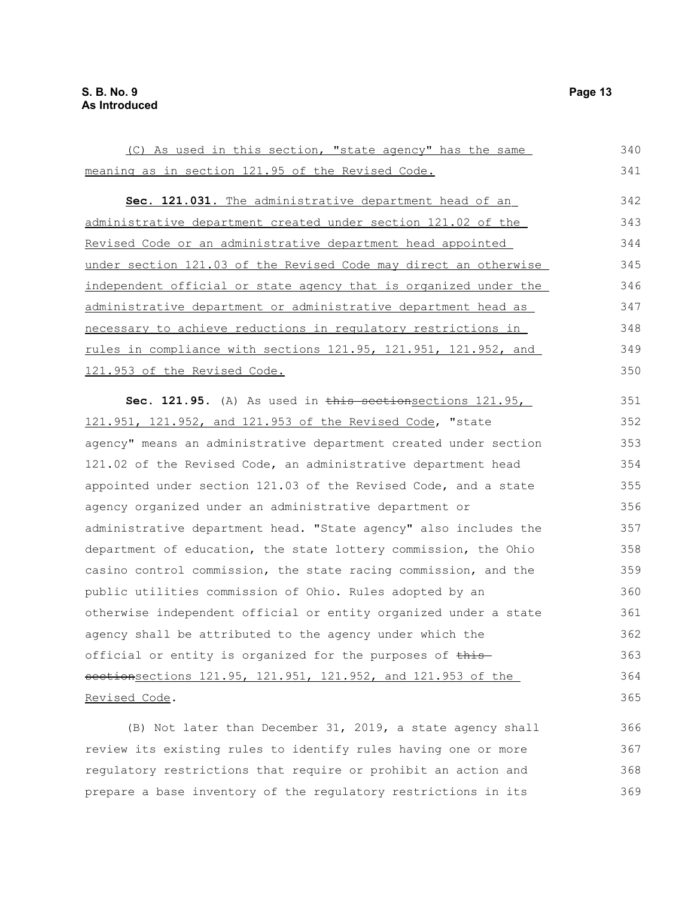(C) As used in this section, "state agency" has the same meaning as in section 121.95 of the Revised Code.

**Sec. 121.031.** The administrative department head of an administrative department created under section 121.02 of the Revised Code or an administrative department head appointed under section 121.03 of the Revised Code may direct an otherwise independent official or state agency that is organized under the administrative department or administrative department head as necessary to achieve reductions in regulatory restrictions in rules in compliance with sections 121.95, 121.951, 121.952, and 121.953 of the Revised Code.

**Sec. 121.95.** (A) As used in ~~this section~~sections 121.95, 121.951, 121.952, and 121.953 of the Revised Code, "state agency" means an administrative department created under section 121.02 of the Revised Code, an administrative department head appointed under section 121.03 of the Revised Code, and a state agency organized under an administrative department or administrative department head. "State agency" also includes the department of education, the state lottery commission, the Ohio casino control commission, the state racing commission, and the public utilities commission of Ohio. Rules adopted by an otherwise independent official or entity organized under a state agency shall be attributed to the agency under which the official or entity is organized for the purposes of ~~this section~~sections 121.95, 121.951, 121.952, and 121.953 of the Revised Code.

(B) Not later than December 31, 2019, a state agency shall review its existing rules to identify rules having one or more regulatory restrictions that require or prohibit an action and prepare a base inventory of the regulatory restrictions in its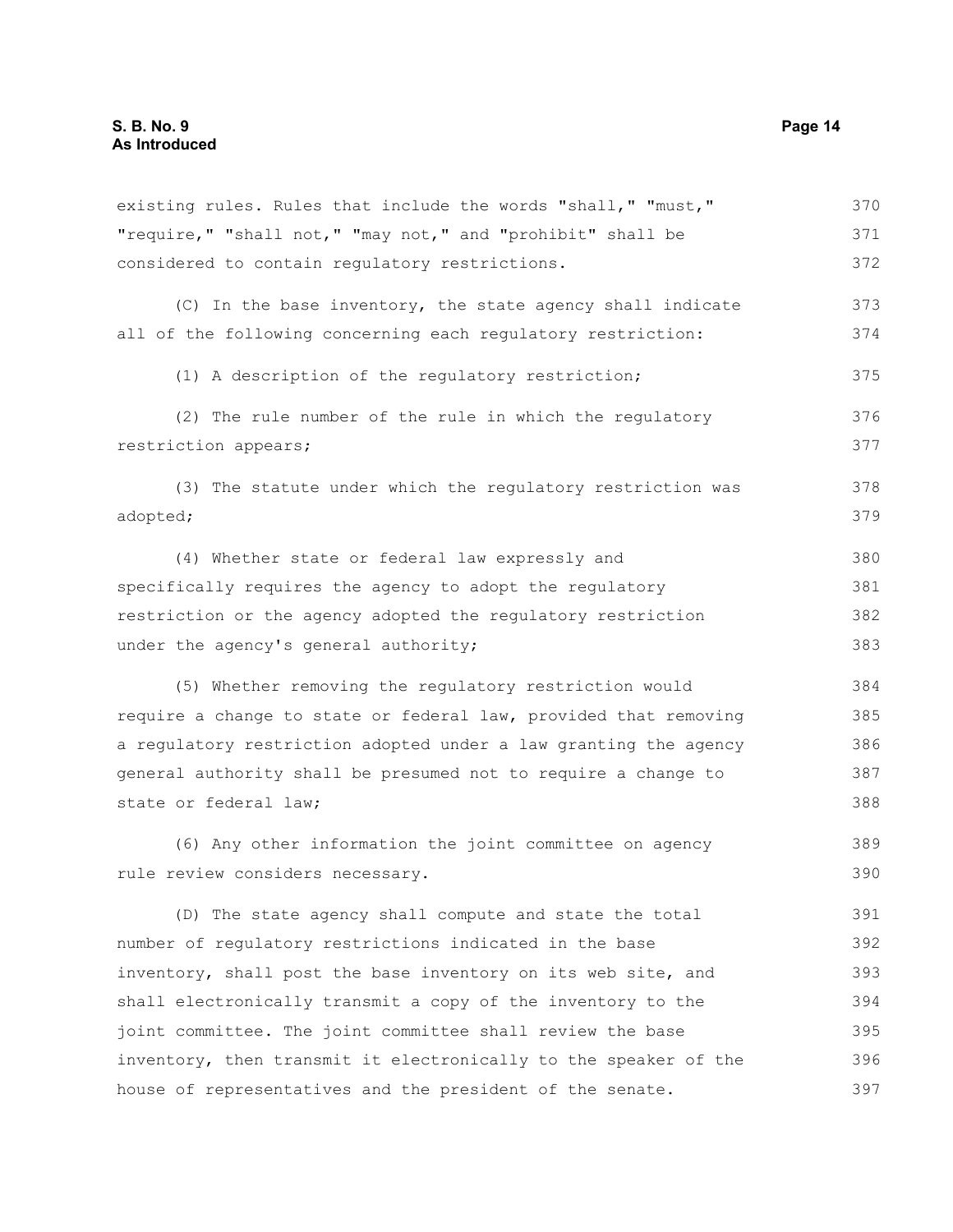existing rules. Rules that include the words "shall," "must," "require," "shall not," "may not," and "prohibit" shall be considered to contain regulatory restrictions.

(C) In the base inventory, the state agency shall indicate all of the following concerning each regulatory restriction:

(1) A description of the regulatory restriction;

(2) The rule number of the rule in which the regulatory restriction appears;

(3) The statute under which the regulatory restriction was adopted;

(4) Whether state or federal law expressly and specifically requires the agency to adopt the regulatory restriction or the agency adopted the regulatory restriction under the agency's general authority;

(5) Whether removing the regulatory restriction would require a change to state or federal law, provided that removing a regulatory restriction adopted under a law granting the agency general authority shall be presumed not to require a change to state or federal law;

(6) Any other information the joint committee on agency rule review considers necessary.

(D) The state agency shall compute and state the total number of regulatory restrictions indicated in the base inventory, shall post the base inventory on its web site, and shall electronically transmit a copy of the inventory to the joint committee. The joint committee shall review the base inventory, then transmit it electronically to the speaker of the house of representatives and the president of the senate.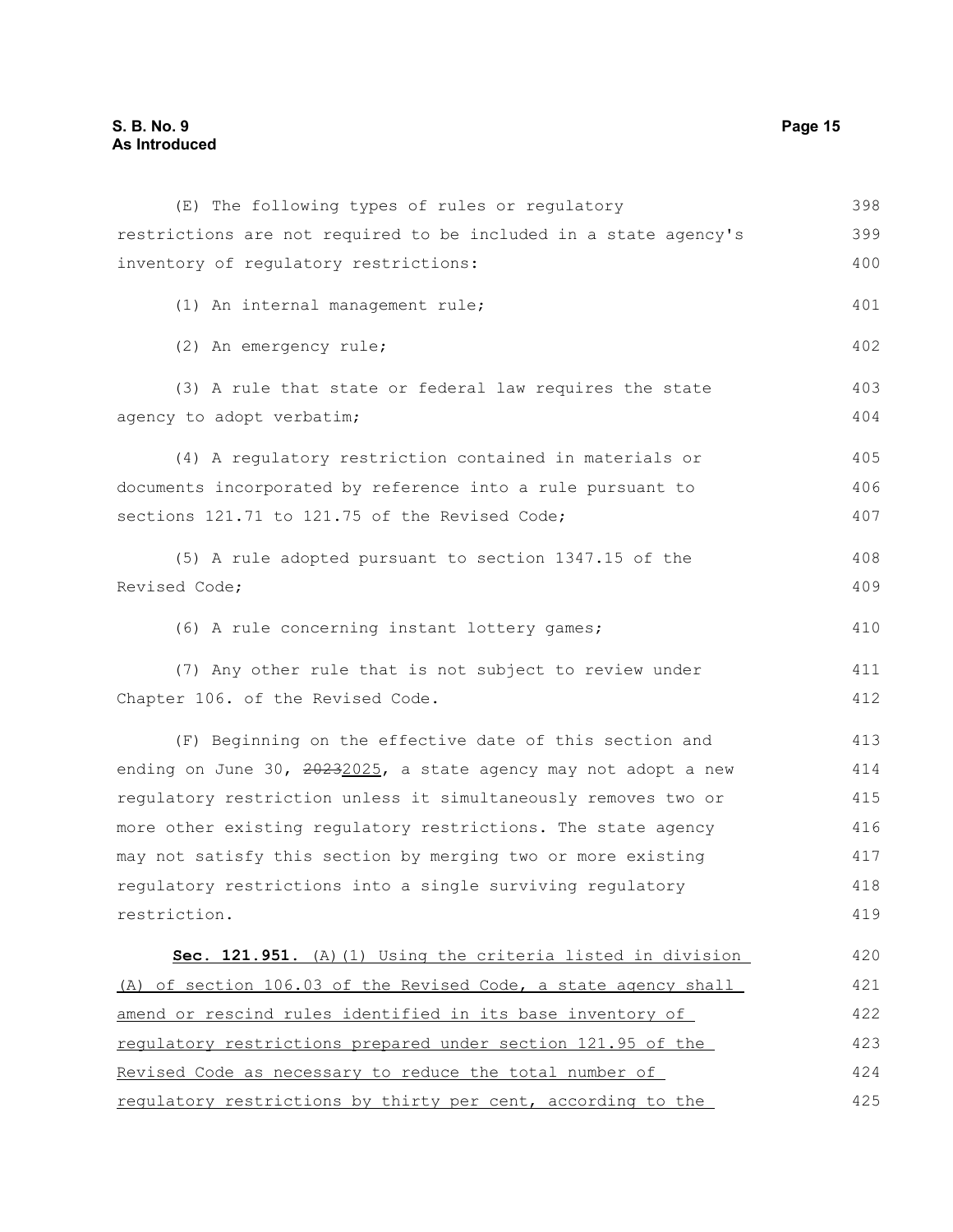(E) The following types of rules or regulatory restrictions are not required to be included in a state agency's inventory of regulatory restrictions:

(1) An internal management rule;

(2) An emergency rule;

(3) A rule that state or federal law requires the state agency to adopt verbatim;

(4) A regulatory restriction contained in materials or documents incorporated by reference into a rule pursuant to sections 121.71 to 121.75 of the Revised Code;

(5) A rule adopted pursuant to section 1347.15 of the Revised Code;

(6) A rule concerning instant lottery games;

(7) Any other rule that is not subject to review under Chapter 106. of the Revised Code.

(F) Beginning on the effective date of this section and ending on June 30, ~~2023~~2025, a state agency may not adopt a new regulatory restriction unless it simultaneously removes two or more other existing regulatory restrictions. The state agency may not satisfy this section by merging two or more existing regulatory restrictions into a single surviving regulatory restriction.

**Sec. 121.951.** (A)(1) Using the criteria listed in division (A) of section 106.03 of the Revised Code, a state agency shall amend or rescind rules identified in its base inventory of regulatory restrictions prepared under section 121.95 of the Revised Code as necessary to reduce the total number of regulatory restrictions by thirty per cent, according to the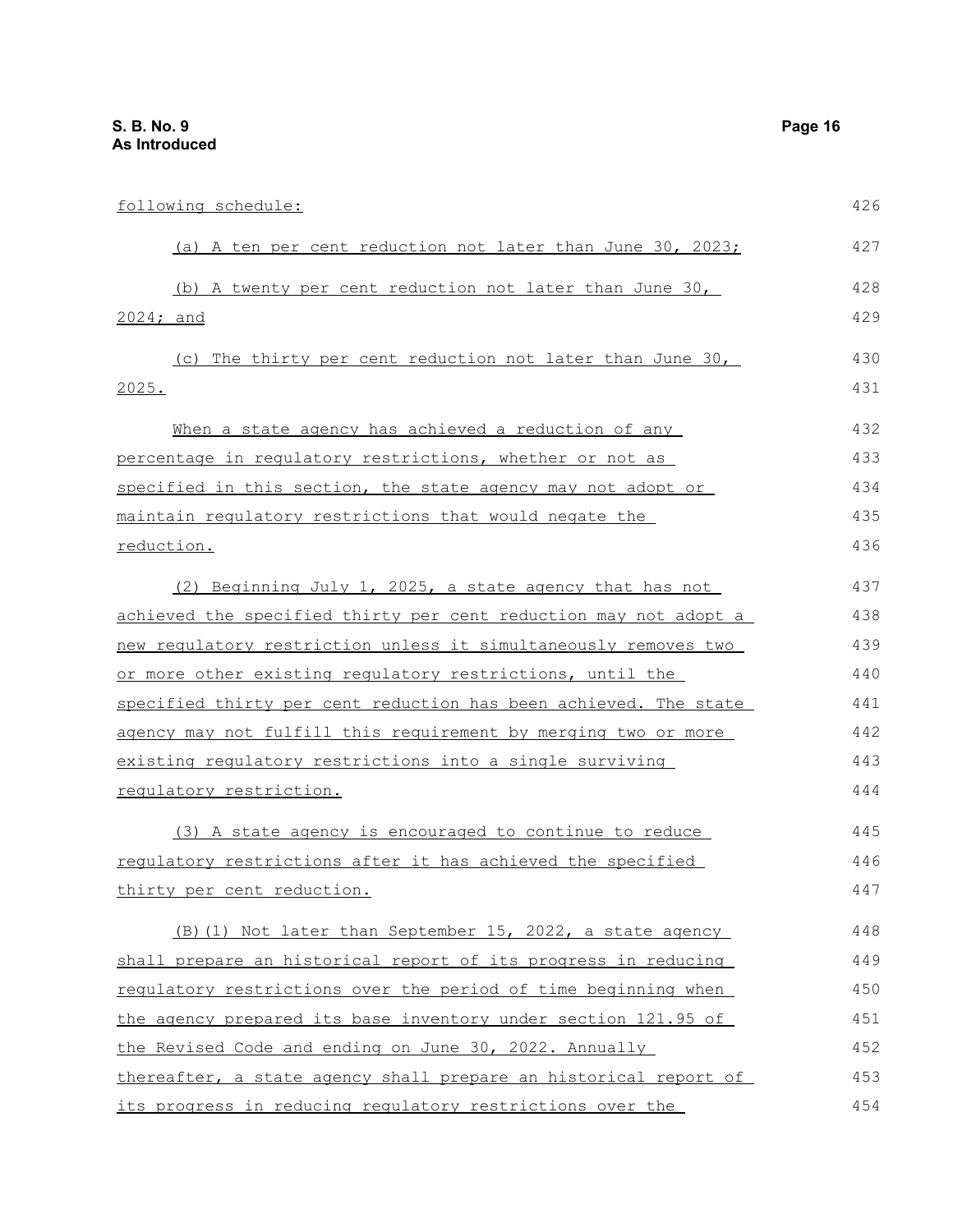following schedule:

(a) A ten per cent reduction not later than June 30, 2023;

(b) A twenty per cent reduction not later than June 30, 2024; and

(c) The thirty per cent reduction not later than June 30, 2025.

When a state agency has achieved a reduction of any percentage in regulatory restrictions, whether or not as specified in this section, the state agency may not adopt or maintain regulatory restrictions that would negate the reduction.

(2) Beginning July 1, 2025, a state agency that has not achieved the specified thirty per cent reduction may not adopt a new regulatory restriction unless it simultaneously removes two or more other existing regulatory restrictions, until the specified thirty per cent reduction has been achieved. The state agency may not fulfill this requirement by merging two or more existing regulatory restrictions into a single surviving regulatory restriction.

(3) A state agency is encouraged to continue to reduce regulatory restrictions after it has achieved the specified thirty per cent reduction.

(B)(1) Not later than September 15, 2022, a state agency shall prepare an historical report of its progress in reducing regulatory restrictions over the period of time beginning when the agency prepared its base inventory under section 121.95 of the Revised Code and ending on June 30, 2022. Annually thereafter, a state agency shall prepare an historical report of its progress in reducing regulatory restrictions over the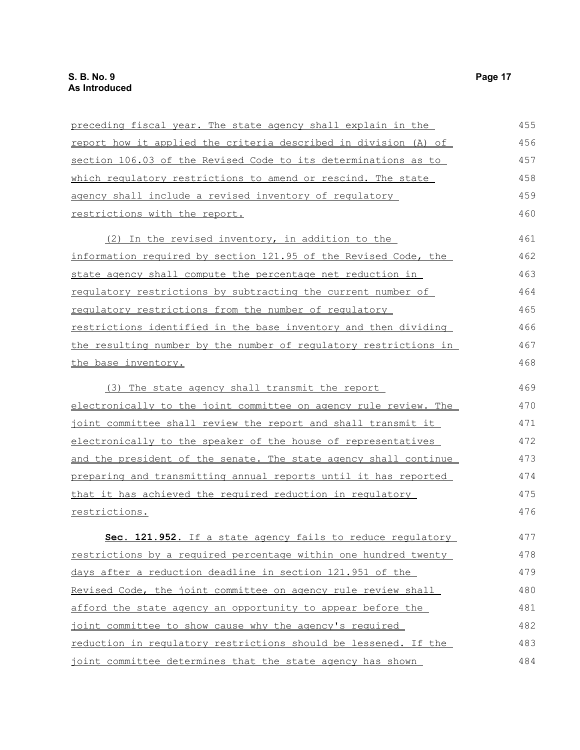preceding fiscal year. The state agency shall explain in the report how it applied the criteria described in division (A) of section 106.03 of the Revised Code to its determinations as to which regulatory restrictions to amend or rescind. The state agency shall include a revised inventory of regulatory restrictions with the report.

(2) In the revised inventory, in addition to the information required by section 121.95 of the Revised Code, the state agency shall compute the percentage net reduction in regulatory restrictions by subtracting the current number of regulatory restrictions from the number of regulatory restrictions identified in the base inventory and then dividing the resulting number by the number of regulatory restrictions in the base inventory.

(3) The state agency shall transmit the report electronically to the joint committee on agency rule review. The joint committee shall review the report and shall transmit it electronically to the speaker of the house of representatives and the president of the senate. The state agency shall continue preparing and transmitting annual reports until it has reported that it has achieved the required reduction in regulatory restrictions.

**Sec. 121.952.** If a state agency fails to reduce regulatory restrictions by a required percentage within one hundred twenty days after a reduction deadline in section 121.951 of the Revised Code, the joint committee on agency rule review shall afford the state agency an opportunity to appear before the joint committee to show cause why the agency's required reduction in regulatory restrictions should be lessened. If the joint committee determines that the state agency has shown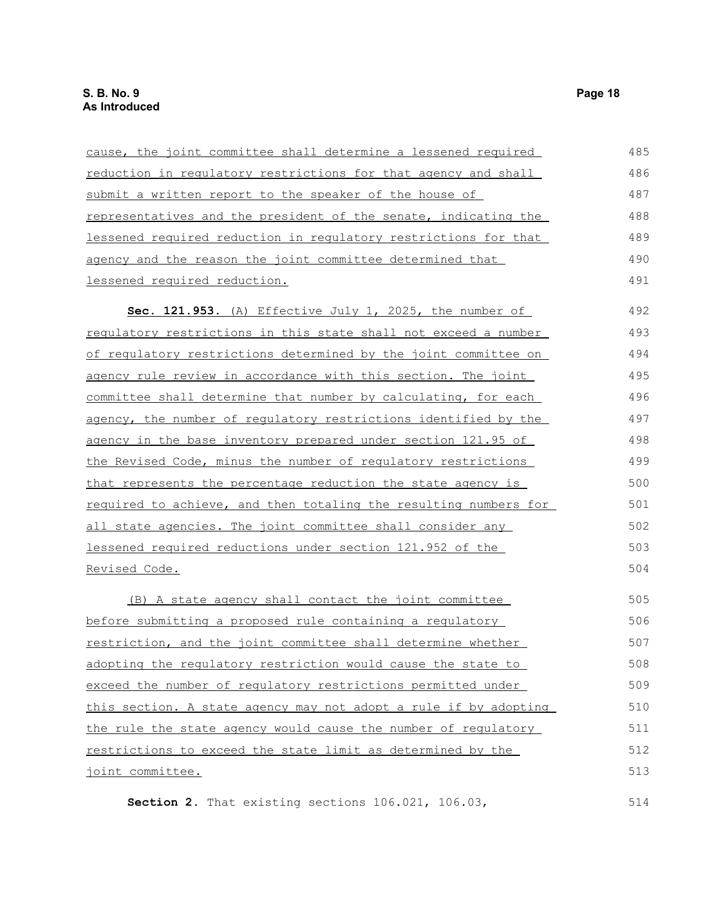cause, the joint committee shall determine a lessened required reduction in regulatory restrictions for that agency and shall submit a written report to the speaker of the house of representatives and the president of the senate, indicating the lessened required reduction in regulatory restrictions for that agency and the reason the joint committee determined that lessened required reduction.

**Sec. 121.953.** (A) Effective July 1, 2025, the number of regulatory restrictions in this state shall not exceed a number of regulatory restrictions determined by the joint committee on agency rule review in accordance with this section. The joint committee shall determine that number by calculating, for each agency, the number of regulatory restrictions identified by the agency in the base inventory prepared under section 121.95 of the Revised Code, minus the number of regulatory restrictions that represents the percentage reduction the state agency is required to achieve, and then totaling the resulting numbers for all state agencies. The joint committee shall consider any lessened required reductions under section 121.952 of the Revised Code.

(B) A state agency shall contact the joint committee before submitting a proposed rule containing a regulatory restriction, and the joint committee shall determine whether adopting the regulatory restriction would cause the state to exceed the number of regulatory restrictions permitted under this section. A state agency may not adopt a rule if by adopting the rule the state agency would cause the number of regulatory restrictions to exceed the state limit as determined by the joint committee.

**Section 2.** That existing sections 106.021, 106.03,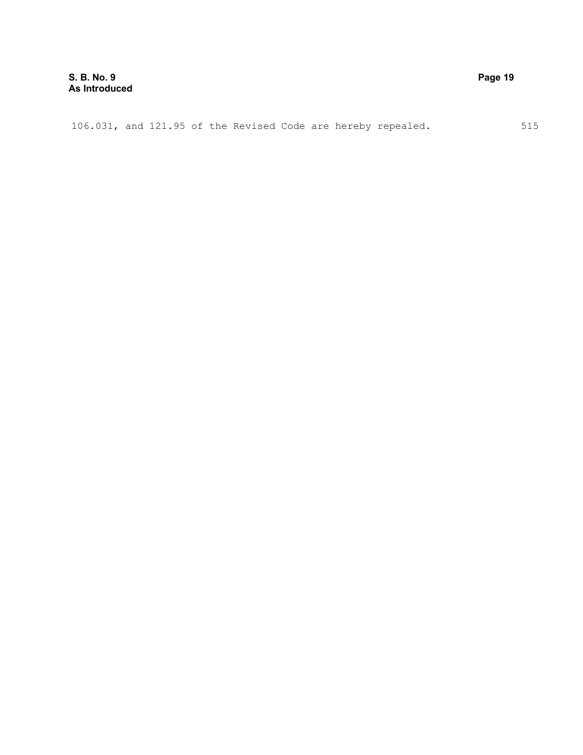106.031, and 121.95 of the Revised Code are hereby repealed. 515